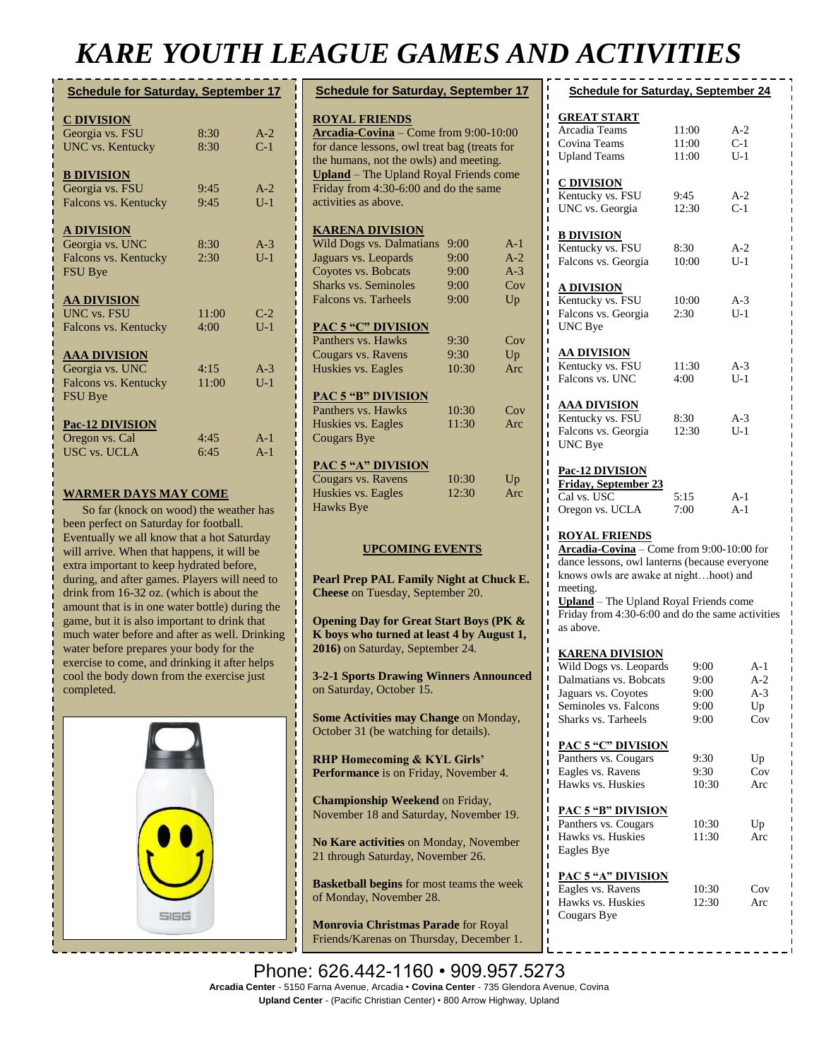# KARE YOUTH LEAGUE GAMES AND ACTIVITIES

## Schedule for Saturday, September 17

### C DIVISION

| | | |
|---|---|---|
| Georgia vs. FSU | 8:30 | A-2 |
| UNC vs. Kentucky | 8:30 | C-1 |

### B DIVISION

| | | |
|---|---|---|
| Georgia vs. FSU | 9:45 | A-2 |
| Falcons vs. Kentucky | 9:45 | U-1 |

### A DIVISION

| | | |
|---|---|---|
| Georgia vs. UNC | 8:30 | A-3 |
| Falcons vs. Kentucky | 2:30 | U-1 |
| FSU Bye | | |

### AA DIVISION

| | | |
|---|---|---|
| UNC vs. FSU | 11:00 | C-2 |
| Falcons vs. Kentucky | 4:00 | U-1 |

### AAA DIVISION

| | | |
|---|---|---|
| Georgia vs. UNC | 4:15 | A-3 |
| Falcons vs. Kentucky | 11:00 | U-1 |
| FSU Bye | | |

### Pac-12 DIVISION

| | | |
|---|---|---|
| Oregon vs. Cal | 4:45 | A-1 |
| USC vs. UCLA | 6:45 | A-1 |

### WARMER DAYS MAY COME

So far (knock on wood) the weather has been perfect on Saturday for football. Eventually we all know that a hot Saturday will arrive. When that happens, it will be extra important to keep hydrated before, during, and after games. Players will need to drink from 16-32 oz. (which is about the amount that is in one water bottle) during the game, but it is also important to drink that much water before and after as well. Drinking water before prepares your body for the exercise to come, and drinking it after helps cool the body down from the exercise just completed.

## Schedule for Saturday, September 17

### ROYAL FRIENDS

**Arcadia-Covina** – Come from 9:00-10:00 for dance lessons, owl treat bag (treats for the humans, not the owls) and meeting.
**Upland** – The Upland Royal Friends come Friday from 4:30-6:00 and do the same activities as above.

### KARENA DIVISION

| | | |
|---|---|---|
| Wild Dogs vs. Dalmatians | 9:00 | A-1 |
| Jaguars vs. Leopards | 9:00 | A-2 |
| Coyotes vs. Bobcats | 9:00 | A-3 |
| Sharks vs. Seminoles | 9:00 | Cov |
| Falcons vs. Tarheels | 9:00 | Up |

### PAC 5 "C" DIVISION

| | | |
|---|---|---|
| Panthers vs. Hawks | 9:30 | Cov |
| Cougars vs. Ravens | 9:30 | Up |
| Huskies vs. Eagles | 10:30 | Arc |

### PAC 5 "B" DIVISION

| | | |
|---|---|---|
| Panthers vs. Hawks | 10:30 | Cov |
| Huskies vs. Eagles | 11:30 | Arc |
| Cougars Bye | | |

### PAC 5 "A" DIVISION

| | | |
|---|---|---|
| Cougars vs. Ravens | 10:30 | Up |
| Huskies vs. Eagles | 12:30 | Arc |
| Hawks Bye | | |

### UPCOMING EVENTS

**Pearl Prep PAL Family Night at Chuck E. Cheese** on Tuesday, September 20.

**Opening Day for Great Start Boys (PK & K boys who turned at least 4 by August 1, 2016)** on Saturday, September 24.

**3-2-1 Sports Drawing Winners Announced** on Saturday, October 15.

**Some Activities may Change** on Monday, October 31 (be watching for details).

**RHP Homecoming & KYL Girls' Performance** is on Friday, November 4.

**Championship Weekend** on Friday, November 18 and Saturday, November 19.

**No Kare activities** on Monday, November 21 through Saturday, November 26.

**Basketball begins** for most teams the week of Monday, November 28.

**Monrovia Christmas Parade** for Royal Friends/Karenas on Thursday, December 1.

## Schedule for Saturday, September 24

### GREAT START

| | | |
|---|---|---|
| Arcadia Teams | 11:00 | A-2 |
| Covina Teams | 11:00 | C-1 |
| Upland Teams | 11:00 | U-1 |

### C DIVISION

| | | |
|---|---|---|
| Kentucky vs. FSU | 9:45 | A-2 |
| UNC vs. Georgia | 12:30 | C-1 |

### B DIVISION

| | | |
|---|---|---|
| Kentucky vs. FSU | 8:30 | A-2 |
| Falcons vs. Georgia | 10:00 | U-1 |

### A DIVISION

| | | |
|---|---|---|
| Kentucky vs. FSU | 10:00 | A-3 |
| Falcons vs. Georgia | 2:30 | U-1 |
| UNC Bye | | |

### AA DIVISION

| | | |
|---|---|---|
| Kentucky vs. FSU | 11:30 | A-3 |
| Falcons vs. UNC | 4:00 | U-1 |

### AAA DIVISION

| | | |
|---|---|---|
| Kentucky vs. FSU | 8:30 | A-3 |
| Falcons vs. Georgia | 12:30 | U-1 |
| UNC Bye | | |

### Pac-12 DIVISION

**Friday, September 23**

| | | |
|---|---|---|
| Cal vs. USC | 5:15 | A-1 |
| Oregon vs. UCLA | 7:00 | A-1 |

### ROYAL FRIENDS

**Arcadia-Covina** – Come from 9:00-10:00 for dance lessons, owl lanterns (because everyone knows owls are awake at night…hoot) and meeting.
**Upland** – The Upland Royal Friends come Friday from 4:30-6:00 and do the same activities as above.

### KARENA DIVISION

| | | |
|---|---|---|
| Wild Dogs vs. Leopards | 9:00 | A-1 |
| Dalmatians vs. Bobcats | 9:00 | A-2 |
| Jaguars vs. Coyotes | 9:00 | A-3 |
| Seminoles vs. Falcons | 9:00 | Up |
| Sharks vs. Tarheels | 9:00 | Cov |

### PAC 5 "C" DIVISION

| | | |
|---|---|---|
| Panthers vs. Cougars | 9:30 | Up |
| Eagles vs. Ravens | 9:30 | Cov |
| Hawks vs. Huskies | 10:30 | Arc |

### PAC 5 "B" DIVISION

| | | |
|---|---|---|
| Panthers vs. Cougars | 10:30 | Up |
| Hawks vs. Huskies | 11:30 | Arc |
| Eagles Bye | | |

### PAC 5 "A" DIVISION

| | | |
|---|---|---|
| Eagles vs. Ravens | 10:30 | Cov |
| Hawks vs. Huskies | 12:30 | Arc |
| Cougars Bye | | |

Phone: 626.442-1160 • 909.957.5273

**Arcadia Center** - 5150 Farna Avenue, Arcadia • **Covina Center** - 735 Glendora Avenue, Covina
**Upland Center** - (Pacific Christian Center) • 800 Arrow Highway, Upland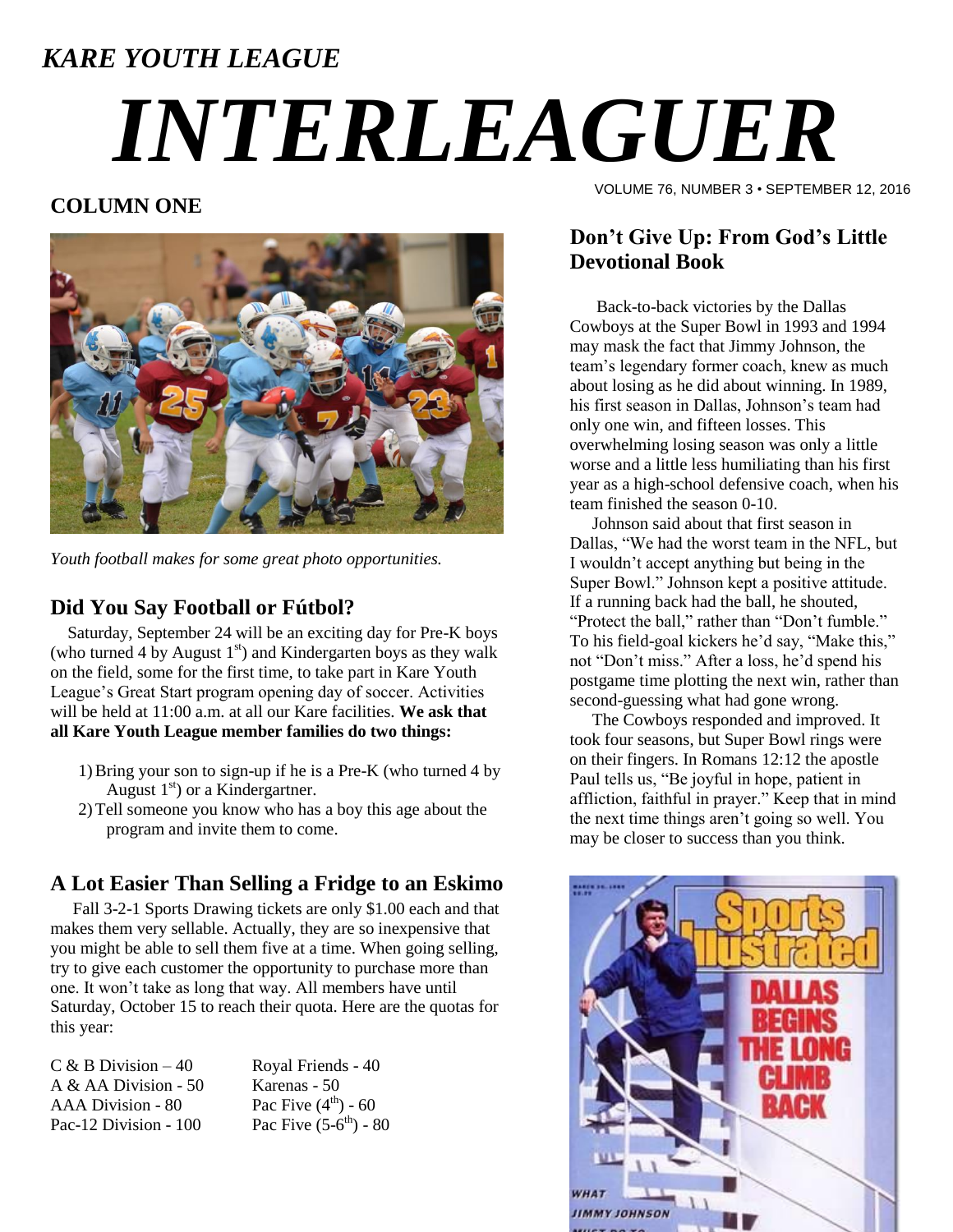*KARE YOUTH LEAGUE*

# INTERLEAGUER

VOLUME 76, NUMBER 3 • SEPTEMBER 12, 2016

## COLUMN ONE

*Youth football makes for some great photo opportunities.*

### Did You Say Football or Fútbol?

Saturday, September 24 will be an exciting day for Pre-K boys (who turned 4 by August 1st) and Kindergarten boys as they walk on the field, some for the first time, to take part in Kare Youth League's Great Start program opening day of soccer. Activities will be held at 11:00 a.m. at all our Kare facilities. **We ask that all Kare Youth League member families do two things:**

1) Bring your son to sign-up if he is a Pre-K (who turned 4 by August 1st) or a Kindergartner.
2) Tell someone you know who has a boy this age about the program and invite them to come.

### A Lot Easier Than Selling a Fridge to an Eskimo

Fall 3-2-1 Sports Drawing tickets are only $1.00 each and that makes them very sellable. Actually, they are so inexpensive that you might be able to sell them five at a time. When going selling, try to give each customer the opportunity to purchase more than one. It won't take as long that way. All members have until Saturday, October 15 to reach their quota. Here are the quotas for this year:

| | |
|---|---|
| C & B Division – 40 | Royal Friends - 40 |
| A & AA Division - 50 | Karenas - 50 |
| AAA Division - 80 | Pac Five (4th) - 60 |
| Pac-12 Division - 100 | Pac Five (5-6th) - 80 |

### Don't Give Up: From God's Little Devotional Book

Back-to-back victories by the Dallas Cowboys at the Super Bowl in 1993 and 1994 may mask the fact that Jimmy Johnson, the team's legendary former coach, knew as much about losing as he did about winning. In 1989, his first season in Dallas, Johnson's team had only one win, and fifteen losses. This overwhelming losing season was only a little worse and a little less humiliating than his first year as a high-school defensive coach, when his team finished the season 0-10.

Johnson said about that first season in Dallas, "We had the worst team in the NFL, but I wouldn't accept anything but being in the Super Bowl." Johnson kept a positive attitude. If a running back had the ball, he shouted, "Protect the ball," rather than "Don't fumble." To his field-goal kickers he'd say, "Make this," not "Don't miss." After a loss, he'd spend his postgame time plotting the next win, rather than second-guessing what had gone wrong.

The Cowboys responded and improved. It took four seasons, but Super Bowl rings were on their fingers. In Romans 12:12 the apostle Paul tells us, "Be joyful in hope, patient in affliction, faithful in prayer." Keep that in mind the next time things aren't going so well. You may be closer to success than you think.